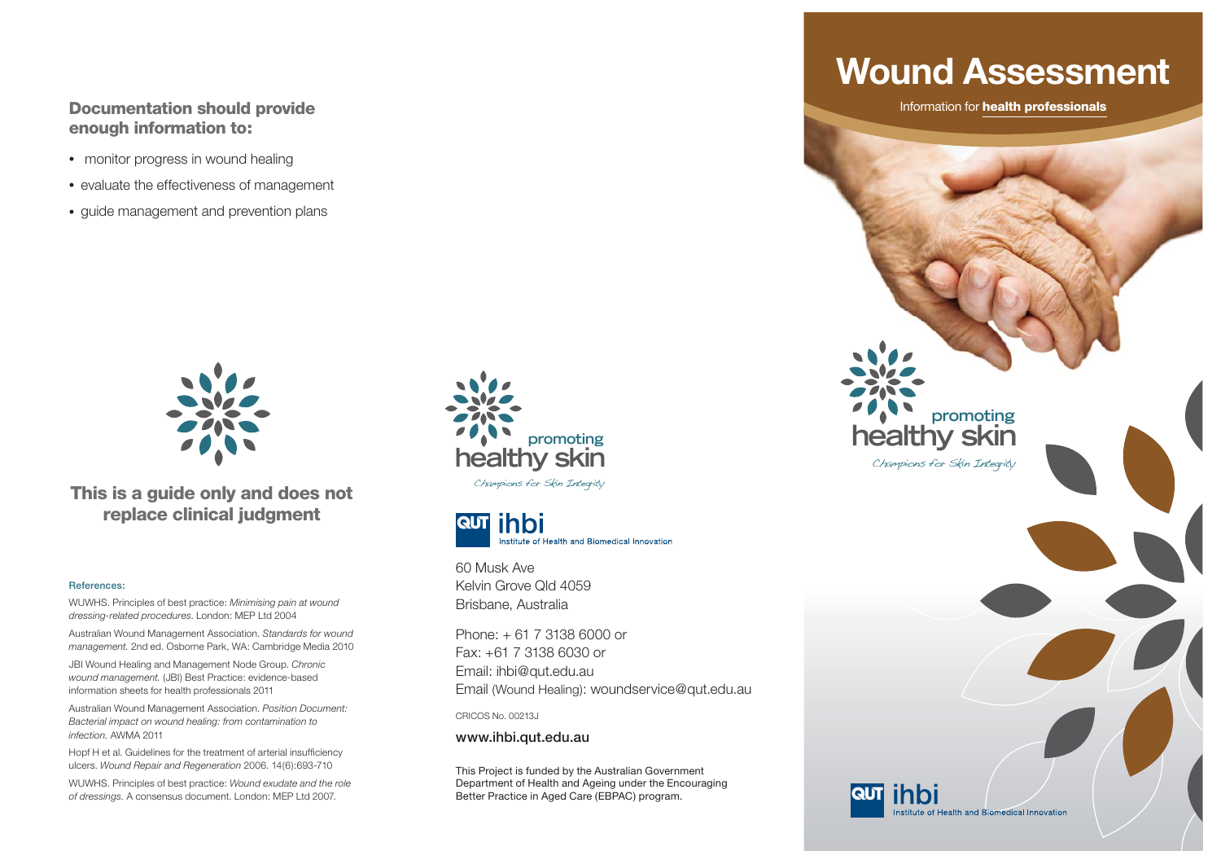### Documentation should provide enough information to:

- monitor progress in wound healing
- evaluate the effectiveness of management
- guide management and prevention plans

**This is a guide only and does not replace clinical judgment**

#### References:

WUWHS. Principles of best practice: *Minimising pain at wound dressing-related procedures*. London: MEP Ltd 2004

Australian Wound Management Association. *Standards for wound management.* 2nd ed. Osborne Park, WA: Cambridge Media 2010

JBI Wound Healing and Management Node Group. *Chronic wound management.* (JBI) Best Practice: evidence-based information sheets for health professionals 2011

Australian Wound Management Association. *Position Document: Bacterial impact on wound healing: from contamination to infection.* AWMA 2011

Hopf H et al. Guidelines for the treatment of arterial insufficiency ulcers. *Wound Repair and Regeneration* 2006. 14(6):693-710

WUWHS. Principles of best practice: *Wound exudate and the role of dressings.* A consensus document. London: MEP Ltd 2007.

promoting healthy skin

*Champions for Skin Integrity*

QUT ihbi Institute of Health and Biomedical Innovation

60 Musk Ave
Kelvin Grove Qld 4059
Brisbane, Australia

Phone: + 61 7 3138 6000 or
Fax: +61 7 3138 6030 or
Email: ihbi@qut.edu.au
Email (Wound Healing): woundservice@qut.edu.au

CRICOS No. 00213J

**www.ihbi.qut.edu.au**

This Project is funded by the Australian Government Department of Health and Ageing under the Encouraging Better Practice in Aged Care (EBPAC) program.

# Wound Assessment

Information for **health professionals**

promoting healthy skin

*Champions for Skin Integrity*

QUT ihbi Institute of Health and Biomedical Innovation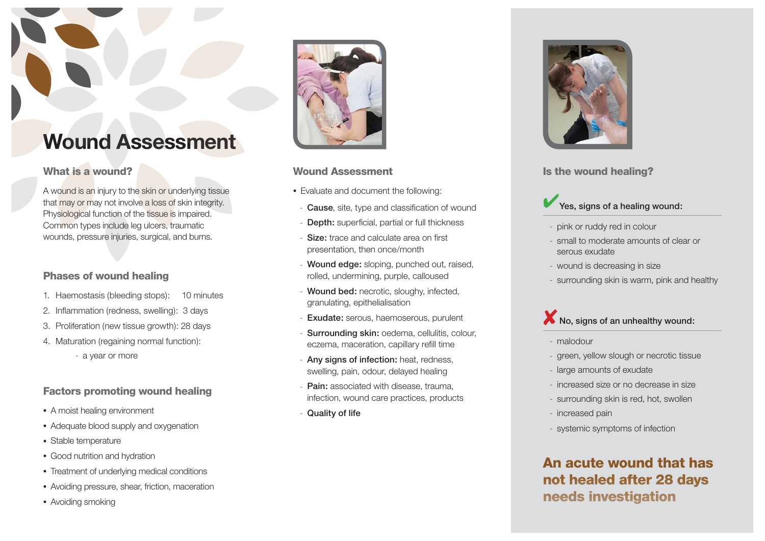# Wound Assessment

## What is a wound?

A wound is an injury to the skin or underlying tissue that may or may not involve a loss of skin integrity. Physiological function of the tissue is impaired. Common types include leg ulcers, traumatic wounds, pressure injuries, surgical, and burns.

## Phases of wound healing

1. Haemostasis (bleeding stops): 10 minutes
2. Inflammation (redness, swelling): 3 days
3. Proliferation (new tissue growth): 28 days
4. Maturation (regaining normal function):
   - a year or more

## Factors promoting wound healing

- A moist healing environment
- Adequate blood supply and oxygenation
- Stable temperature
- Good nutrition and hydration
- Treatment of underlying medical conditions
- Avoiding pressure, shear, friction, maceration
- Avoiding smoking

## Wound Assessment

- Evaluate and document the following:
  - **Cause**, site, type and classification of wound
  - **Depth:** superficial, partial or full thickness
  - **Size:** trace and calculate area on first presentation, then once/month
  - **Wound edge:** sloping, punched out, raised, rolled, undermining, purple, calloused
  - **Wound bed:** necrotic, sloughy, infected, granulating, epithelialisation
  - **Exudate:** serous, haemoserous, purulent
  - **Surrounding skin:** oedema, cellulitis, colour, eczema, maceration, capillary refill time
  - **Any signs of infection:** heat, redness, swelling, pain, odour, delayed healing
  - **Pain:** associated with disease, trauma, infection, wound care practices, products
  - **Quality of life**

## Is the wound healing?

**✔ Yes, signs of a healing wound:**

- pink or ruddy red in colour
- small to moderate amounts of clear or serous exudate
- wound is decreasing in size
- surrounding skin is warm, pink and healthy

**✘ No, signs of an unhealthy wound:**

- malodour
- green, yellow slough or necrotic tissue
- large amounts of exudate
- increased size or no decrease in size
- surrounding skin is red, hot, swollen
- increased pain
- systemic symptoms of infection

**An acute wound that has not healed after 28 days needs investigation**